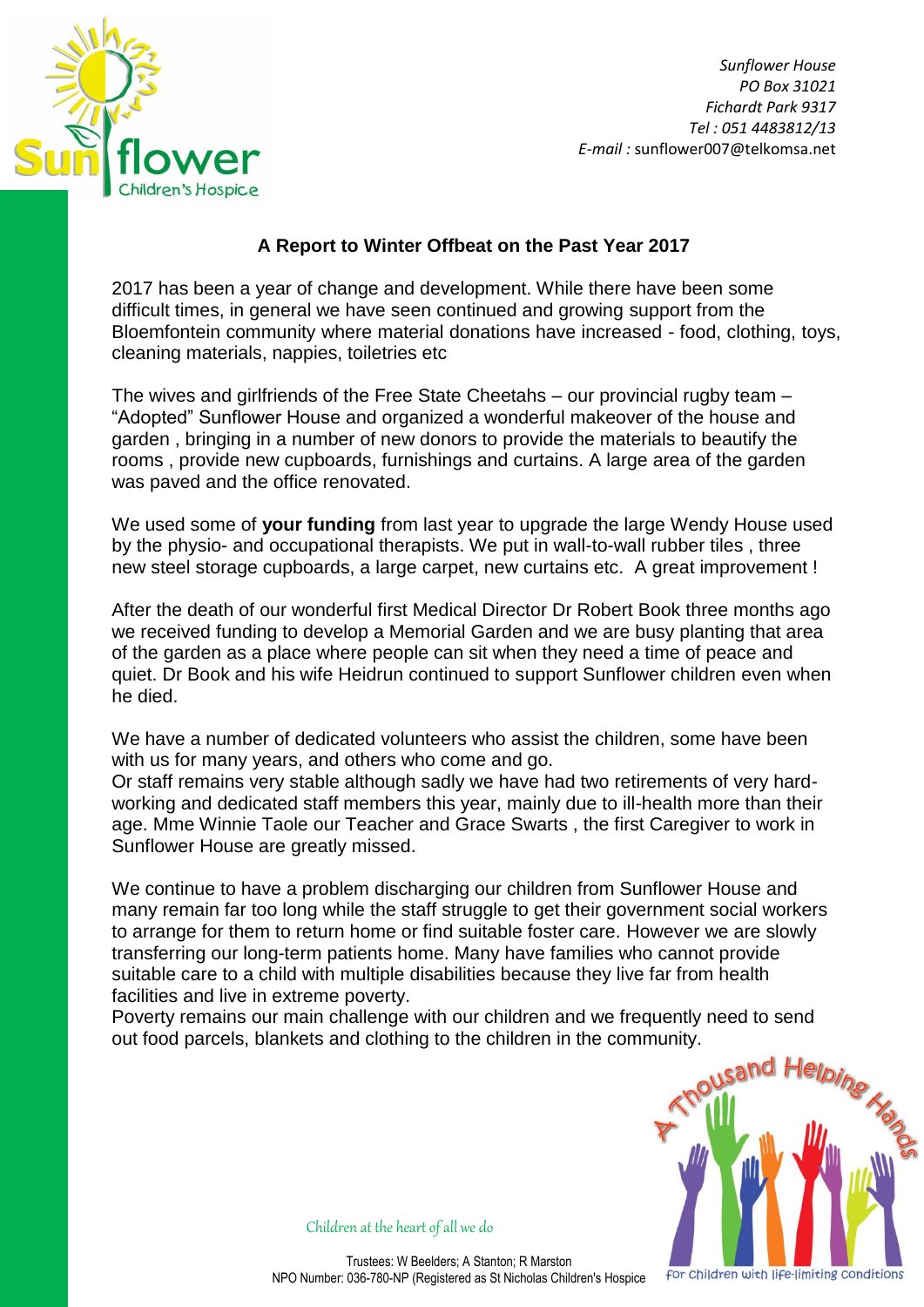Sunflower Children's Hospice

*Sunflower House*
*PO Box 31021*
*Fichardt Park 9317*
*Tel : 051 4483812/13*
*E-mail :* sunflower007@telkomsa.net

## A Report to Winter Offbeat on the Past Year 2017

2017 has been a year of change and development. While there have been some difficult times, in general we have seen continued and growing support from the Bloemfontein community where material donations have increased - food, clothing, toys, cleaning materials, nappies, toiletries etc

The wives and girlfriends of the Free State Cheetahs – our provincial rugby team – "Adopted" Sunflower House and organized a wonderful makeover of the house and garden , bringing in a number of new donors to provide the materials to beautify the rooms , provide new cupboards, furnishings and curtains. A large area of the garden was paved and the office renovated.

We used some of **your funding** from last year to upgrade the large Wendy House used by the physio- and occupational therapists. We put in wall-to-wall rubber tiles , three new steel storage cupboards, a large carpet, new curtains etc. A great improvement !

After the death of our wonderful first Medical Director Dr Robert Book three months ago we received funding to develop a Memorial Garden and we are busy planting that area of the garden as a place where people can sit when they need a time of peace and quiet. Dr Book and his wife Heidrun continued to support Sunflower children even when he died.

We have a number of dedicated volunteers who assist the children, some have been with us for many years, and others who come and go.
Or staff remains very stable although sadly we have had two retirements of very hard-working and dedicated staff members this year, mainly due to ill-health more than their age. Mme Winnie Taole our Teacher and Grace Swarts , the first Caregiver to work in Sunflower House are greatly missed.

We continue to have a problem discharging our children from Sunflower House and many remain far too long while the staff struggle to get their government social workers to arrange for them to return home or find suitable foster care. However we are slowly transferring our long-term patients home. Many have families who cannot provide suitable care to a child with multiple disabilities because they live far from health facilities and live in extreme poverty.
Poverty remains our main challenge with our children and we frequently need to send out food parcels, blankets and clothing to the children in the community.

A Thousand Helping Hands – For children with life-limiting conditions

*Children at the heart of all we do*

Trustees: W Beelders; A Stanton; R Marston
NPO Number: 036-780-NP (Registered as St Nicholas Children's Hospice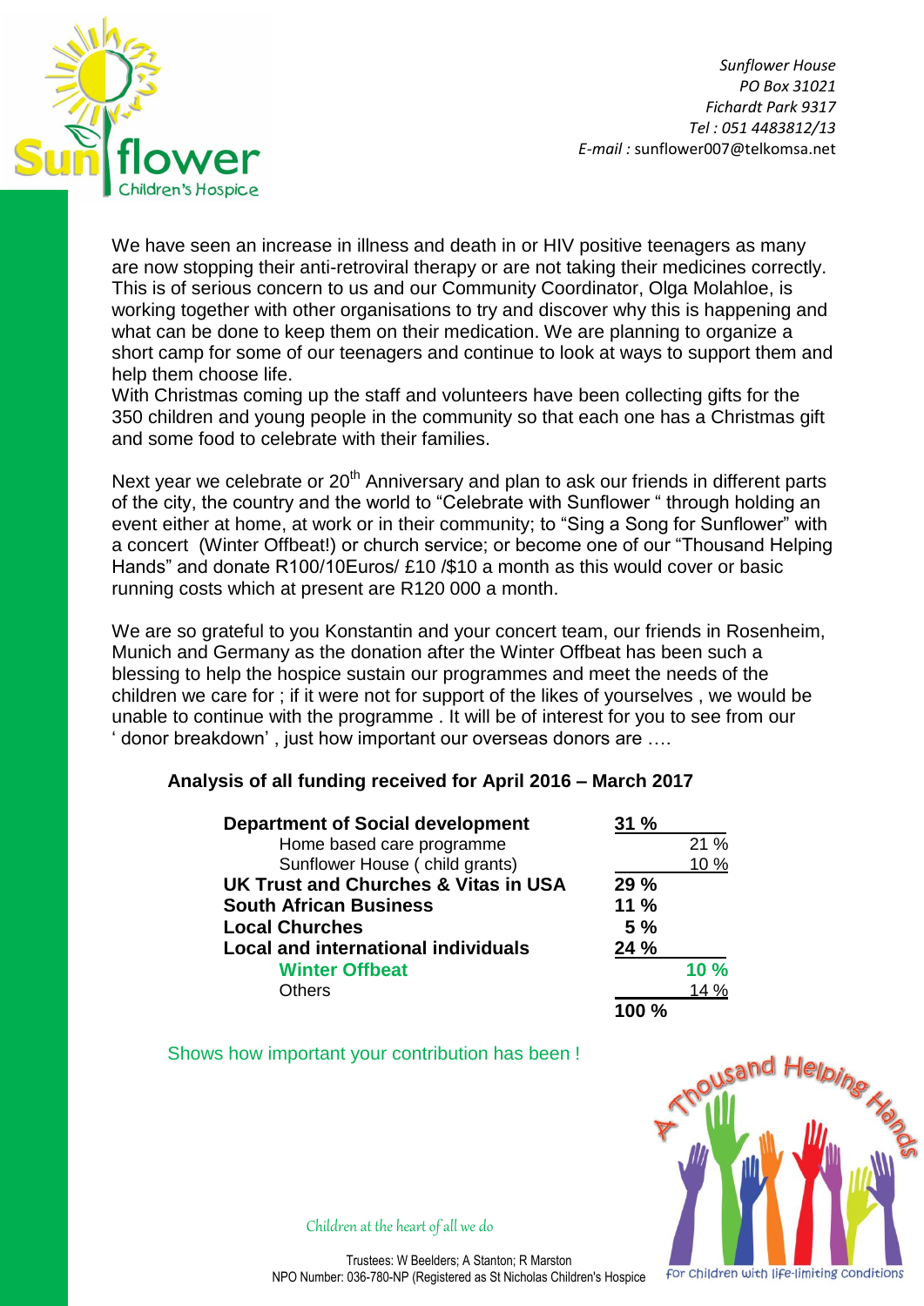Sunflower House
PO Box 31021
Fichardt Park 9317
Tel : 051 4483812/13
E-mail : sunflower007@telkomsa.net

We have seen an increase in illness and death in or HIV positive teenagers as many are now stopping their anti-retroviral therapy or are not taking their medicines correctly. This is of serious concern to us and our Community Coordinator, Olga Molahloe, is working together with other organisations to try and discover why this is happening and what can be done to keep them on their medication. We are planning to organize a short camp for some of our teenagers and continue to look at ways to support them and help them choose life.
With Christmas coming up the staff and volunteers have been collecting gifts for the 350 children and young people in the community so that each one has a Christmas gift and some food to celebrate with their families.

Next year we celebrate or 20th Anniversary and plan to ask our friends in different parts of the city, the country and the world to "Celebrate with Sunflower " through holding an event either at home, at work or in their community; to "Sing a Song for Sunflower" with a concert (Winter Offbeat!) or church service; or become one of our "Thousand Helping Hands" and donate R100/10Euros/ £10 /$10 a month as this would cover or basic running costs which at present are R120 000 a month.

We are so grateful to you Konstantin and your concert team, our friends in Rosenheim, Munich and Germany as the donation after the Winter Offbeat has been such a blessing to help the hospice sustain our programmes and meet the needs of the children we care for ; if it were not for support of the likes of yourselves , we would be unable to continue with the programme . It will be of interest for you to see from our ' donor breakdown' , just how important our overseas donors are ….

**Analysis of all funding received for April 2016 – March 2017**

| | | |
|---|---|---|
| **Department of Social development** | **31 %** | |
| Home based care programme | | 21 % |
| Sunflower House ( child grants) | | 10 % |
| **UK Trust and Churches & Vitas in USA** | **29 %** | |
| **South African Business** | **11 %** | |
| **Local Churches** | **5 %** | |
| **Local and international individuals** | **24 %** | |
| **Winter Offbeat** | | **10 %** |
| Others | | 14 % |
| | **100 %** | |

Shows how important your contribution has been !

A Thousand Helping Hands
For children with life-limiting conditions

Children at the heart of all we do

Trustees: W Beelders; A Stanton; R Marston
NPO Number: 036-780-NP (Registered as St Nicholas Children's Hospice